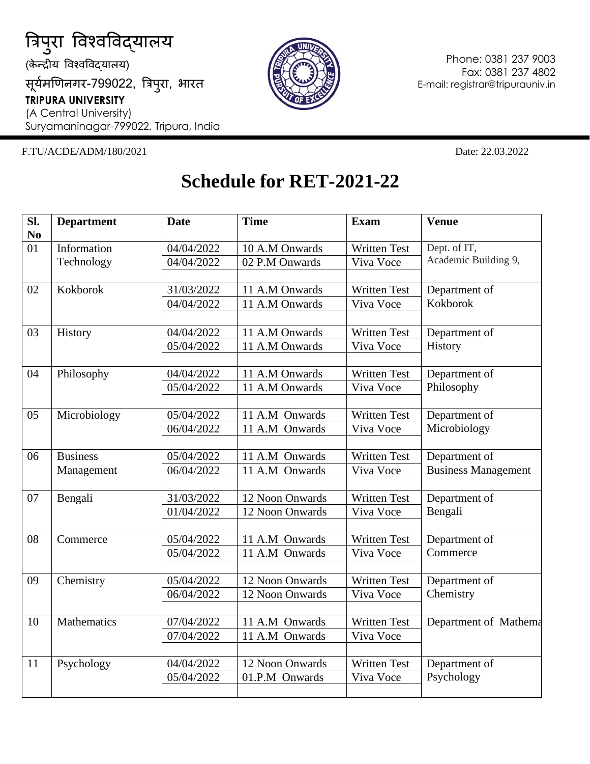त्रिपुरा विश्वविद्यालय
(केन्द्रीय विश्वविद्यालय)
सूर्यमणिनगर-799022, त्रिपुरा, भारत

**TRIPURA UNIVERSITY**
(A Central University)
Suryamaninagar-799022, Tripura, India

Phone: 0381 237 9003
Fax: 0381 237 4802
E-mail: registrar@tripurauniv.in

F.TU/ACDE/ADM/180/2021

Date: 22.03.2022

# Schedule for RET-2021-22

| Sl. No | Department | Date | Time | Exam | Venue |
|---|---|---|---|---|---|
| 01 | Information Technology | 04/04/2022 | 10 A.M Onwards | Written Test | Dept. of IT, Academic Building 9, |
| | | 04/04/2022 | 02 P.M Onwards | Viva Voce | |
| 02 | Kokborok | 31/03/2022 | 11 A.M Onwards | Written Test | Department of Kokborok |
| | | 04/04/2022 | 11 A.M Onwards | Viva Voce | |
| 03 | History | 04/04/2022 | 11 A.M Onwards | Written Test | Department of History |
| | | 05/04/2022 | 11 A.M Onwards | Viva Voce | |
| 04 | Philosophy | 04/04/2022 | 11 A.M Onwards | Written Test | Department of Philosophy |
| | | 05/04/2022 | 11 A.M Onwards | Viva Voce | |
| 05 | Microbiology | 05/04/2022 | 11 A.M Onwards | Written Test | Department of Microbiology |
| | | 06/04/2022 | 11 A.M Onwards | Viva Voce | |
| 06 | Business Management | 05/04/2022 | 11 A.M Onwards | Written Test | Department of Business Management |
| | | 06/04/2022 | 11 A.M Onwards | Viva Voce | |
| 07 | Bengali | 31/03/2022 | 12 Noon Onwards | Written Test | Department of Bengali |
| | | 01/04/2022 | 12 Noon Onwards | Viva Voce | |
| 08 | Commerce | 05/04/2022 | 11 A.M Onwards | Written Test | Department of Commerce |
| | | 05/04/2022 | 11 A.M Onwards | Viva Voce | |
| 09 | Chemistry | 05/04/2022 | 12 Noon Onwards | Written Test | Department of Chemistry |
| | | 06/04/2022 | 12 Noon Onwards | Viva Voce | |
| 10 | Mathematics | 07/04/2022 | 11 A.M Onwards | Written Test | Department of Mathema |
| | | 07/04/2022 | 11 A.M Onwards | Viva Voce | |
| 11 | Psychology | 04/04/2022 | 12 Noon Onwards | Written Test | Department of Psychology |
| | | 05/04/2022 | 01.P.M Onwards | Viva Voce | |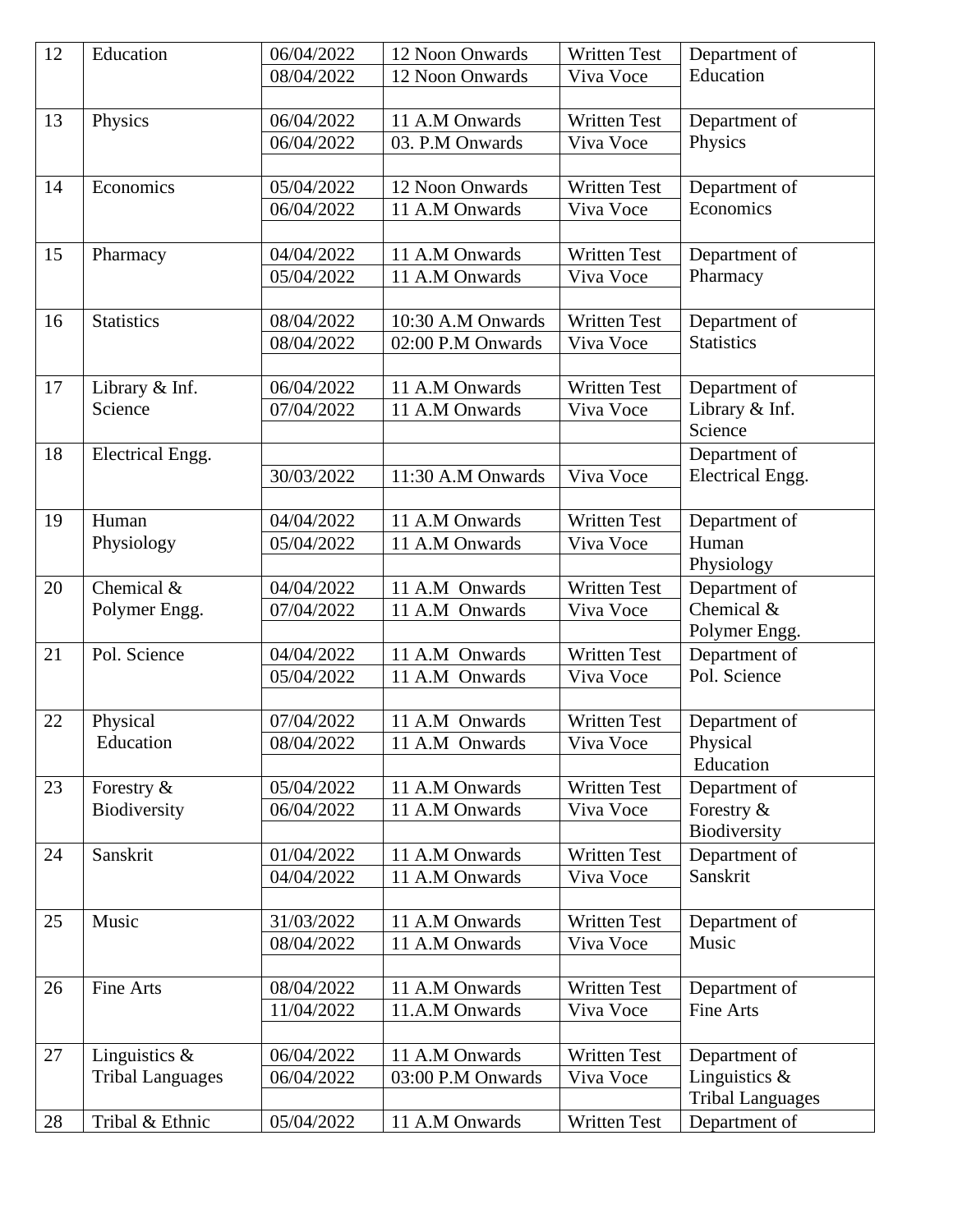| 12 | Education | 06/04/2022 | 12 Noon Onwards | Written Test | Department of Education |
|---|---|---|---|---|---|
| | | 08/04/2022 | 12 Noon Onwards | Viva Voce | |
| 13 | Physics | 06/04/2022 | 11 A.M Onwards | Written Test | Department of Physics |
| | | 06/04/2022 | 03. P.M Onwards | Viva Voce | |
| 14 | Economics | 05/04/2022 | 12 Noon Onwards | Written Test | Department of Economics |
| | | 06/04/2022 | 11 A.M Onwards | Viva Voce | |
| 15 | Pharmacy | 04/04/2022 | 11 A.M Onwards | Written Test | Department of Pharmacy |
| | | 05/04/2022 | 11 A.M Onwards | Viva Voce | |
| 16 | Statistics | 08/04/2022 | 10:30 A.M Onwards | Written Test | Department of Statistics |
| | | 08/04/2022 | 02:00 P.M Onwards | Viva Voce | |
| 17 | Library & Inf. Science | 06/04/2022 | 11 A.M Onwards | Written Test | Department of Library & Inf. Science |
| | | 07/04/2022 | 11 A.M Onwards | Viva Voce | |
| 18 | Electrical Engg. | | | | Department of Electrical Engg. |
| | | 30/03/2022 | 11:30 A.M Onwards | Viva Voce | |
| 19 | Human Physiology | 04/04/2022 | 11 A.M Onwards | Written Test | Department of Human Physiology |
| | | 05/04/2022 | 11 A.M Onwards | Viva Voce | |
| 20 | Chemical & Polymer Engg. | 04/04/2022 | 11 A.M Onwards | Written Test | Department of Chemical & Polymer Engg. |
| | | 07/04/2022 | 11 A.M Onwards | Viva Voce | |
| 21 | Pol. Science | 04/04/2022 | 11 A.M Onwards | Written Test | Department of Pol. Science |
| | | 05/04/2022 | 11 A.M Onwards | Viva Voce | |
| 22 | Physical Education | 07/04/2022 | 11 A.M Onwards | Written Test | Department of Physical Education |
| | | 08/04/2022 | 11 A.M Onwards | Viva Voce | |
| 23 | Forestry & Biodiversity | 05/04/2022 | 11 A.M Onwards | Written Test | Department of Forestry & Biodiversity |
| | | 06/04/2022 | 11 A.M Onwards | Viva Voce | |
| 24 | Sanskrit | 01/04/2022 | 11 A.M Onwards | Written Test | Department of Sanskrit |
| | | 04/04/2022 | 11 A.M Onwards | Viva Voce | |
| 25 | Music | 31/03/2022 | 11 A.M Onwards | Written Test | Department of Music |
| | | 08/04/2022 | 11 A.M Onwards | Viva Voce | |
| 26 | Fine Arts | 08/04/2022 | 11 A.M Onwards | Written Test | Department of Fine Arts |
| | | 11/04/2022 | 11.A.M Onwards | Viva Voce | |
| 27 | Linguistics & Tribal Languages | 06/04/2022 | 11 A.M Onwards | Written Test | Department of Linguistics & Tribal Languages |
| | | 06/04/2022 | 03:00 P.M Onwards | Viva Voce | |
| 28 | Tribal & Ethnic | 05/04/2022 | 11 A.M Onwards | Written Test | Department of |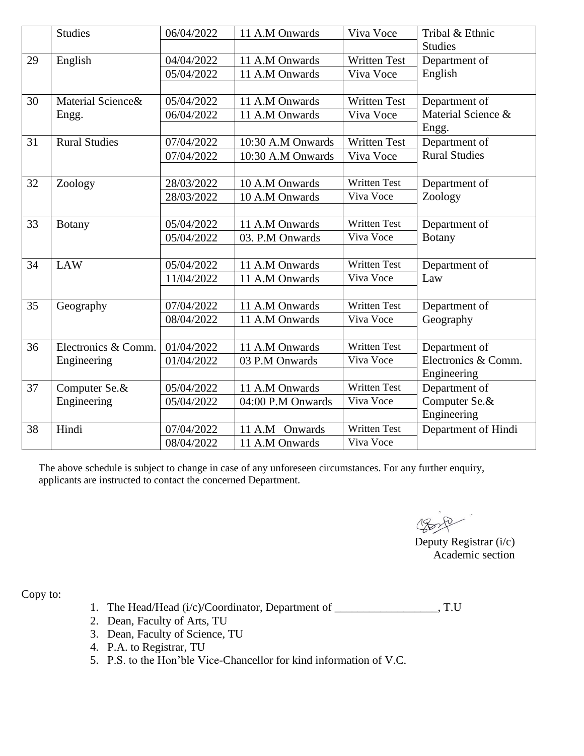| | | | | | |
|---|---|---|---|---|---|
| | Studies | 06/04/2022 | 11 A.M Onwards | Viva Voce | Tribal & Ethnic Studies |
| 29 | English | 04/04/2022 | 11 A.M Onwards | Written Test | Department of English |
| | | 05/04/2022 | 11 A.M Onwards | Viva Voce | |
| 30 | Material Science& Engg. | 05/04/2022 | 11 A.M Onwards | Written Test | Department of Material Science & Engg. |
| | | 06/04/2022 | 11 A.M Onwards | Viva Voce | |
| 31 | Rural Studies | 07/04/2022 | 10:30 A.M Onwards | Written Test | Department of Rural Studies |
| | | 07/04/2022 | 10:30 A.M Onwards | Viva Voce | |
| 32 | Zoology | 28/03/2022 | 10 A.M Onwards | Written Test | Department of Zoology |
| | | 28/03/2022 | 10 A.M Onwards | Viva Voce | |
| 33 | Botany | 05/04/2022 | 11 A.M Onwards | Written Test | Department of Botany |
| | | 05/04/2022 | 03. P.M Onwards | Viva Voce | |
| 34 | LAW | 05/04/2022 | 11 A.M Onwards | Written Test | Department of Law |
| | | 11/04/2022 | 11 A.M Onwards | Viva Voce | |
| 35 | Geography | 07/04/2022 | 11 A.M Onwards | Written Test | Department of Geography |
| | | 08/04/2022 | 11 A.M Onwards | Viva Voce | |
| 36 | Electronics & Comm. Engineering | 01/04/2022 | 11 A.M Onwards | Written Test | Department of Electronics & Comm. Engineering |
| | | 01/04/2022 | 03 P.M Onwards | Viva Voce | |
| 37 | Computer Se.& Engineering | 05/04/2022 | 11 A.M Onwards | Written Test | Department of Computer Se.& Engineering |
| | | 05/04/2022 | 04:00 P.M Onwards | Viva Voce | |
| 38 | Hindi | 07/04/2022 | 11 A.M Onwards | Written Test | Department of Hindi |
| | | 08/04/2022 | 11 A.M Onwards | Viva Voce | |

The above schedule is subject to change in case of any unforeseen circumstances. For any further enquiry, applicants are instructed to contact the concerned Department.

Deputy Registrar (i/c)
Academic section

Copy to:

1. The Head/Head (i/c)/Coordinator, Department of __________________, T.U
2. Dean, Faculty of Arts, TU
3. Dean, Faculty of Science, TU
4. P.A. to Registrar, TU
5. P.S. to the Hon'ble Vice-Chancellor for kind information of V.C.